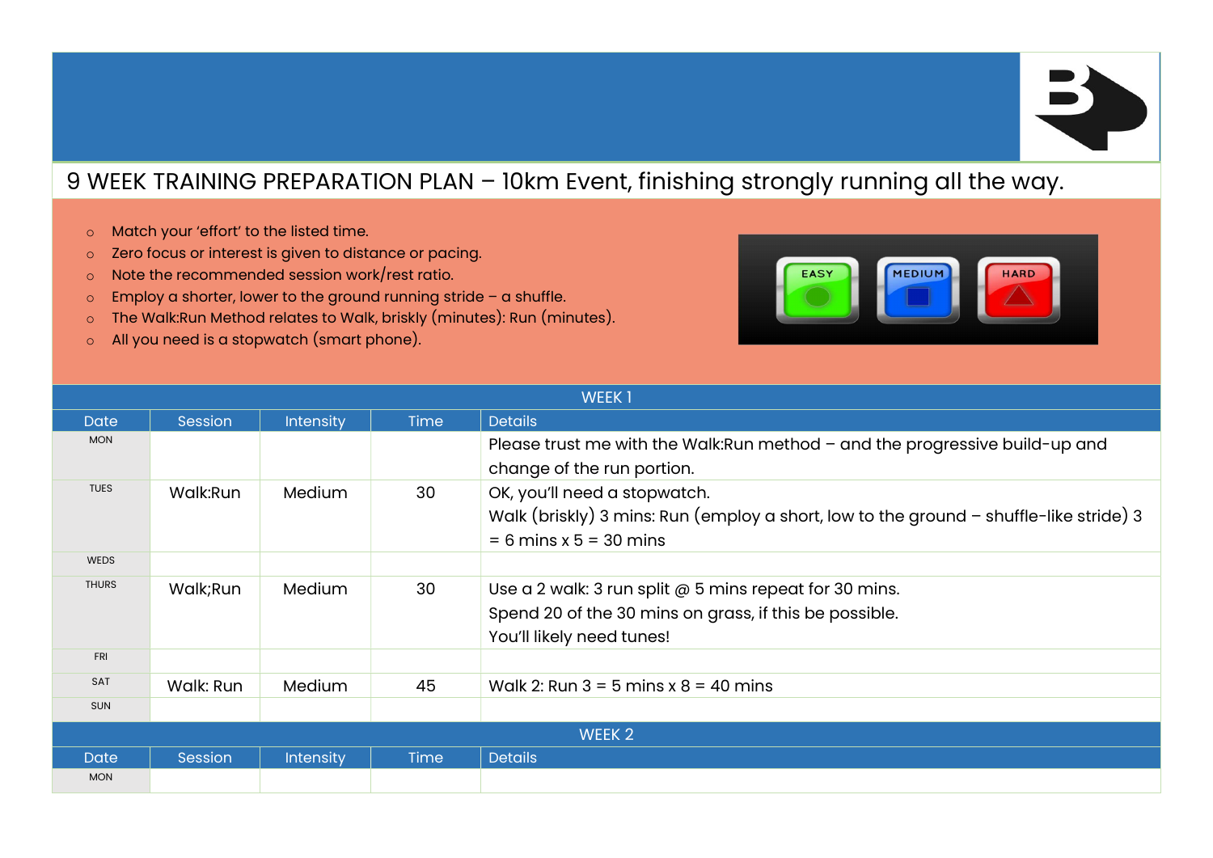# 9 WEEK TRAINING PREPARATION PLAN – 10km Event, finishing strongly running all the way.

- Match your 'effort' to the listed time.
- Zero focus or interest is given to distance or pacing.
- Note the recommended session work/rest ratio.
- Employ a shorter, lower to the ground running stride – a shuffle.
- The Walk:Run Method relates to Walk, briskly (minutes): Run (minutes).
- All you need is a stopwatch (smart phone).

| WEEK 1 | | | | |
|---|---|---|---|---|
| Date | Session | Intensity | Time | Details |
| MON | | | | Please trust me with the Walk:Run method – and the progressive build-up and change of the run portion. |
| TUES | Walk:Run | Medium | 30 | OK, you'll need a stopwatch.<br>Walk (briskly) 3 mins: Run (employ a short, low to the ground – shuffle-like stride) 3 = 6 mins x 5 = 30 mins |
| WEDS | | | | |
| THURS | Walk;Run | Medium | 30 | Use a 2 walk: 3 run split @ 5 mins repeat for 30 mins.<br>Spend 20 of the 30 mins on grass, if this be possible.<br>You'll likely need tunes! |
| FRI | | | | |
| SAT | Walk: Run | Medium | 45 | Walk 2: Run 3 = 5 mins x 8 = 40 mins |
| SUN | | | | |

| WEEK 2 | | | | |
|---|---|---|---|---|
| Date | Session | Intensity | Time | Details |
| MON | | | | |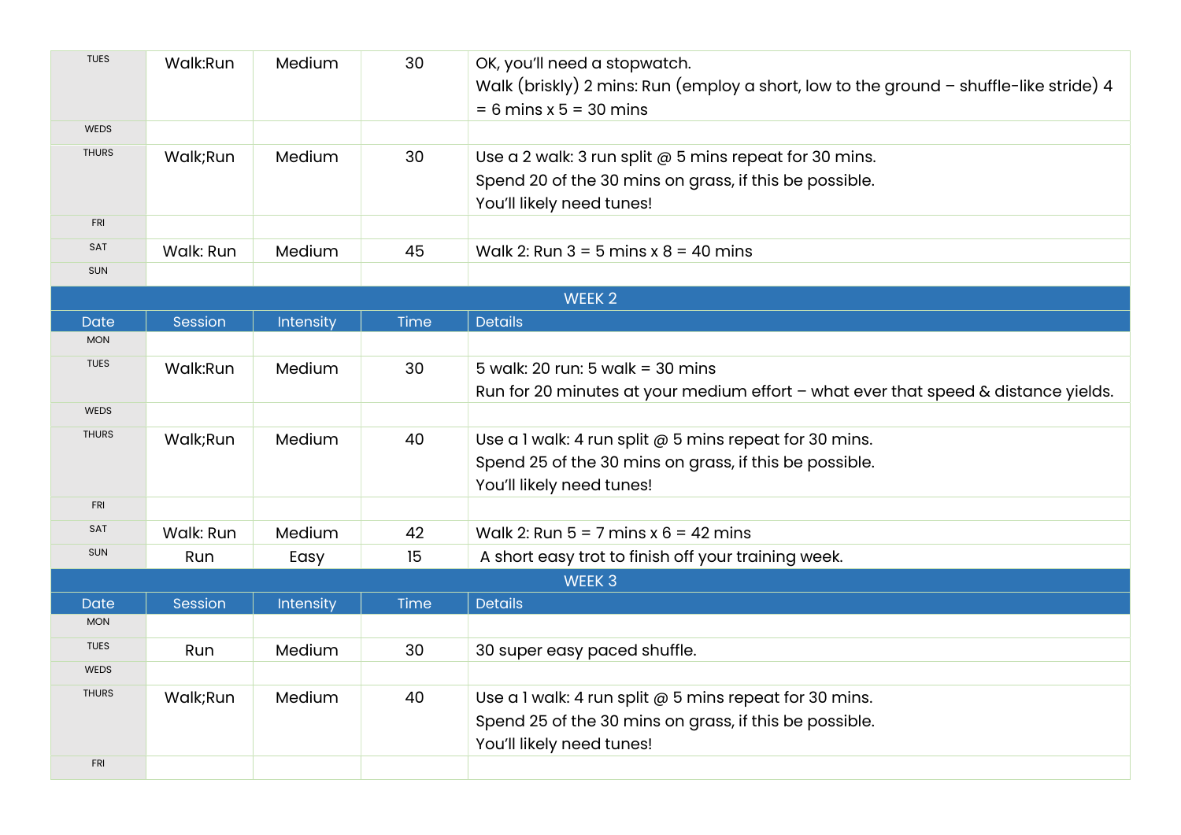| Date | Session | Intensity | Time | Details |
|---|---|---|---|---|
| TUES | Walk:Run | Medium | 30 | OK, you'll need a stopwatch.<br>Walk (briskly) 2 mins: Run (employ a short, low to the ground – shuffle-like stride) 4 = 6 mins x 5 = 30 mins |
| WEDS | | | | |
| THURS | Walk;Run | Medium | 30 | Use a 2 walk: 3 run split @ 5 mins repeat for 30 mins.<br>Spend 20 of the 30 mins on grass, if this be possible.<br>You'll likely need tunes! |
| FRI | | | | |
| SAT | Walk: Run | Medium | 45 | Walk 2: Run 3 = 5 mins x 8 = 40 mins |
| SUN | | | | |

| WEEK 2 | | | | |
|---|---|---|---|---|
| **Date** | **Session** | **Intensity** | **Time** | **Details** |
| MON | | | | |
| TUES | Walk:Run | Medium | 30 | 5 walk: 20 run: 5 walk = 30 mins<br>Run for 20 minutes at your medium effort – what ever that speed & distance yields. |
| WEDS | | | | |
| THURS | Walk;Run | Medium | 40 | Use a 1 walk: 4 run split @ 5 mins repeat for 30 mins.<br>Spend 25 of the 30 mins on grass, if this be possible.<br>You'll likely need tunes! |
| FRI | | | | |
| SAT | Walk: Run | Medium | 42 | Walk 2: Run 5 = 7 mins x 6 = 42 mins |
| SUN | Run | Easy | 15 | A short easy trot to finish off your training week. |

| WEEK 3 | | | | |
|---|---|---|---|---|
| **Date** | **Session** | **Intensity** | **Time** | **Details** |
| MON | | | | |
| TUES | Run | Medium | 30 | 30 super easy paced shuffle. |
| WEDS | | | | |
| THURS | Walk;Run | Medium | 40 | Use a 1 walk: 4 run split @ 5 mins repeat for 30 mins.<br>Spend 25 of the 30 mins on grass, if this be possible.<br>You'll likely need tunes! |
| FRI | | | | |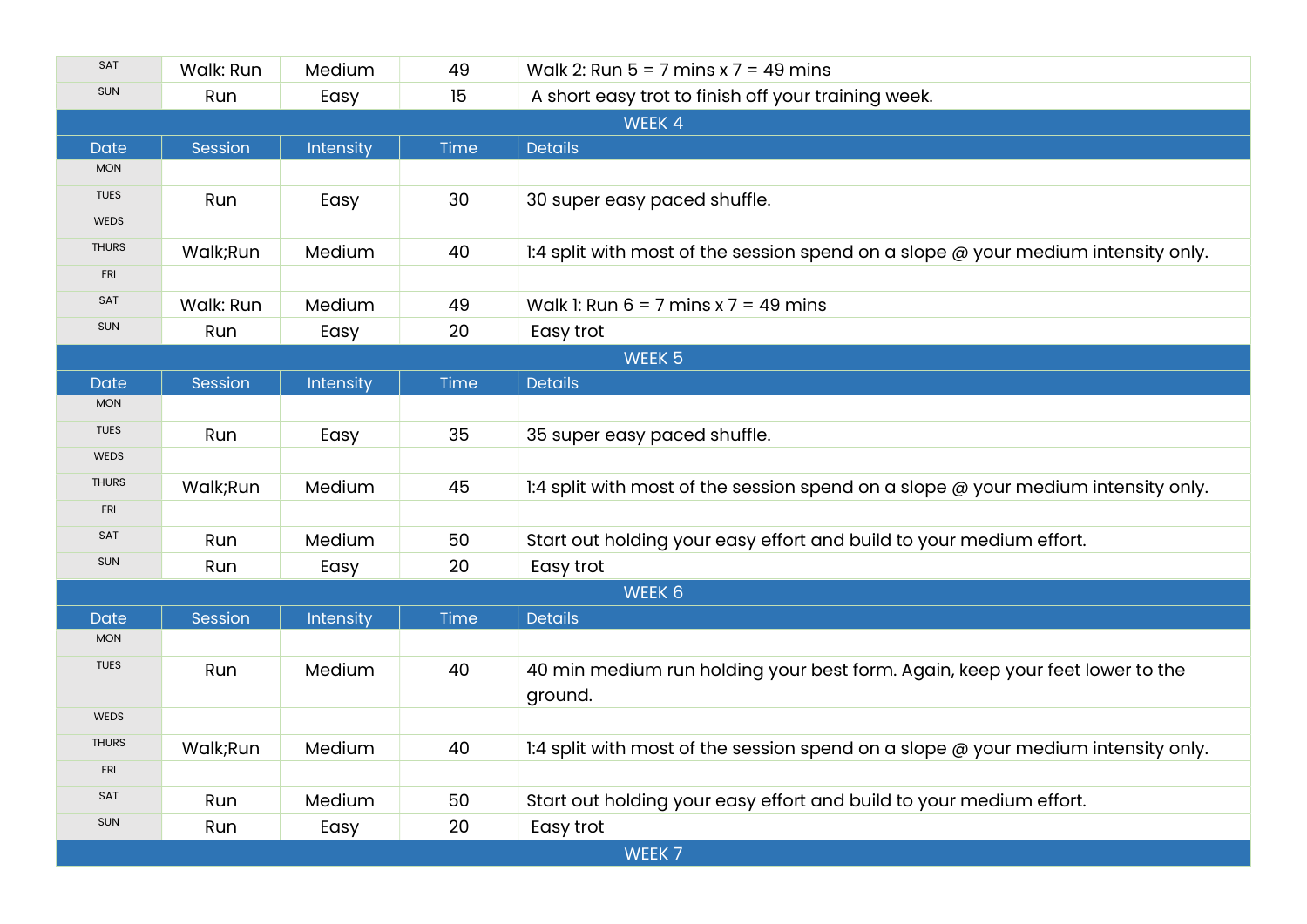| | | | | |
|---|---|---|---|---|
| SAT | Walk: Run | Medium | 49 | Walk 2: Run 5 = 7 mins x 7 = 49 mins |
| SUN | Run | Easy | 15 | A short easy trot to finish off your training week. |
| **WEEK 4** | | | | |
| **Date** | **Session** | **Intensity** | **Time** | **Details** |
| MON | | | | |
| TUES | Run | Easy | 30 | 30 super easy paced shuffle. |
| WEDS | | | | |
| THURS | Walk;Run | Medium | 40 | 1:4 split with most of the session spend on a slope @ your medium intensity only. |
| FRI | | | | |
| SAT | Walk: Run | Medium | 49 | Walk 1: Run 6 = 7 mins x 7 = 49 mins |
| SUN | Run | Easy | 20 | Easy trot |
| **WEEK 5** | | | | |
| **Date** | **Session** | **Intensity** | **Time** | **Details** |
| MON | | | | |
| TUES | Run | Easy | 35 | 35 super easy paced shuffle. |
| WEDS | | | | |
| THURS | Walk;Run | Medium | 45 | 1:4 split with most of the session spend on a slope @ your medium intensity only. |
| FRI | | | | |
| SAT | Run | Medium | 50 | Start out holding your easy effort and build to your medium effort. |
| SUN | Run | Easy | 20 | Easy trot |
| **WEEK 6** | | | | |
| **Date** | **Session** | **Intensity** | **Time** | **Details** |
| MON | | | | |
| TUES | Run | Medium | 40 | 40 min medium run holding your best form. Again, keep your feet lower to the ground. |
| WEDS | | | | |
| THURS | Walk;Run | Medium | 40 | 1:4 split with most of the session spend on a slope @ your medium intensity only. |
| FRI | | | | |
| SAT | Run | Medium | 50 | Start out holding your easy effort and build to your medium effort. |
| SUN | Run | Easy | 20 | Easy trot |
| **WEEK 7** | | | | |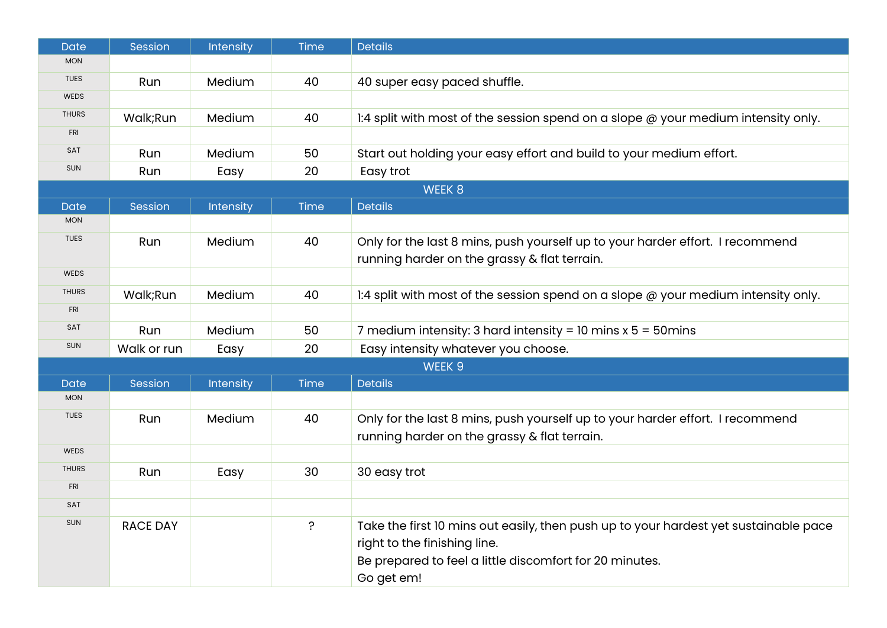| Date | Session | Intensity | Time | Details |
|---|---|---|---|---|
| MON | | | | |
| TUES | Run | Medium | 40 | 40 super easy paced shuffle. |
| WEDS | | | | |
| THURS | Walk;Run | Medium | 40 | 1:4 split with most of the session spend on a slope @ your medium intensity only. |
| FRI | | | | |
| SAT | Run | Medium | 50 | Start out holding your easy effort and build to your medium effort. |
| SUN | Run | Easy | 20 | Easy trot |

## WEEK 8

| Date | Session | Intensity | Time | Details |
|---|---|---|---|---|
| MON | | | | |
| TUES | Run | Medium | 40 | Only for the last 8 mins, push yourself up to your harder effort. I recommend running harder on the grassy & flat terrain. |
| WEDS | | | | |
| THURS | Walk;Run | Medium | 40 | 1:4 split with most of the session spend on a slope @ your medium intensity only. |
| FRI | | | | |
| SAT | Run | Medium | 50 | 7 medium intensity: 3 hard intensity = 10 mins x 5 = 50mins |
| SUN | Walk or run | Easy | 20 | Easy intensity whatever you choose. |

## WEEK 9

| Date | Session | Intensity | Time | Details |
|---|---|---|---|---|
| MON | | | | |
| TUES | Run | Medium | 40 | Only for the last 8 mins, push yourself up to your harder effort. I recommend running harder on the grassy & flat terrain. |
| WEDS | | | | |
| THURS | Run | Easy | 30 | 30 easy trot |
| FRI | | | | |
| SAT | | | | |
| SUN | RACE DAY | | ? | Take the first 10 mins out easily, then push up to your hardest yet sustainable pace right to the finishing line.<br>Be prepared to feel a little discomfort for 20 minutes.<br>Go get em! |